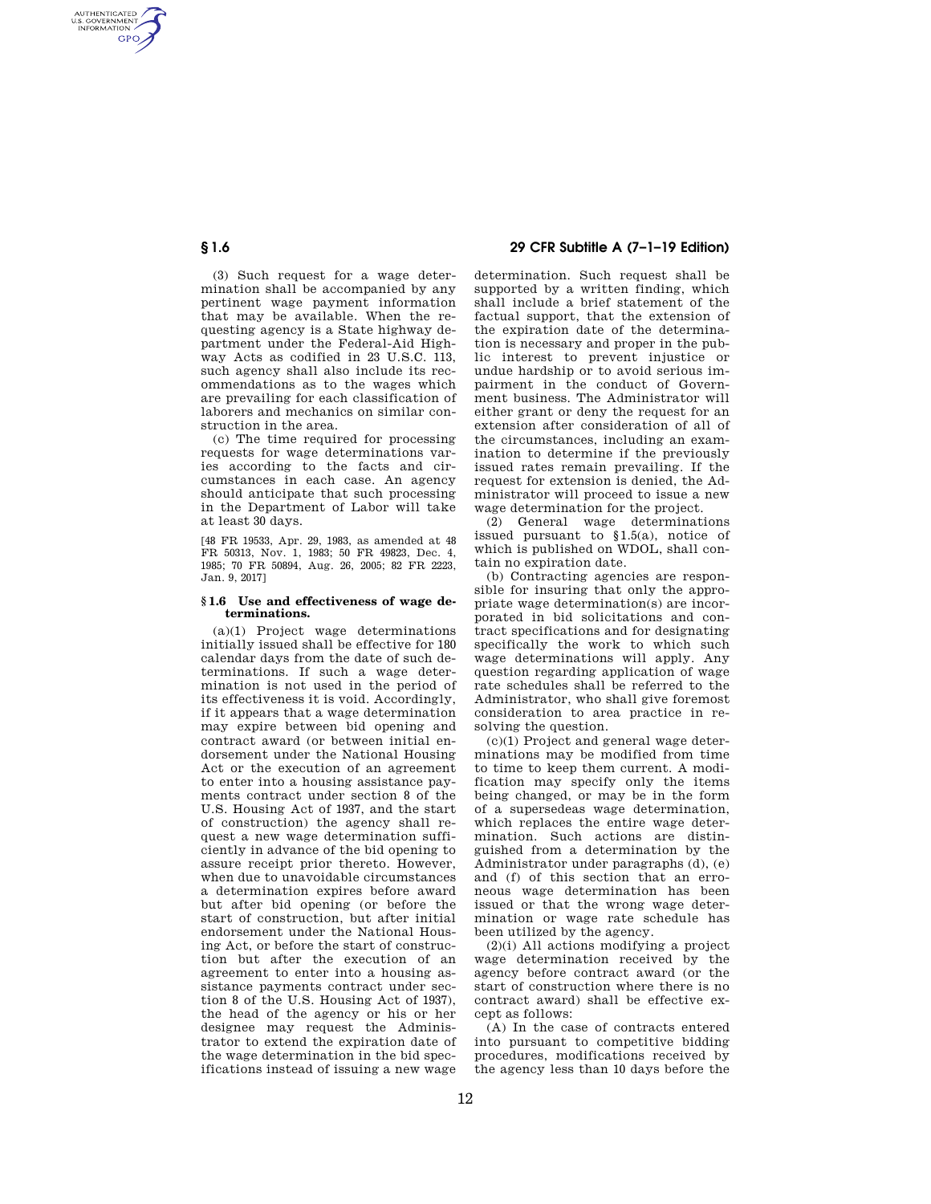(3) Such request for a wage determination shall be accompanied by any pertinent wage payment information that may be available. When the requesting agency is a State highway department under the Federal-Aid Highway Acts as codified in 23 U.S.C. 113, such agency shall also include its recommendations as to the wages which are prevailing for each classification of laborers and mechanics on similar construction in the area.

(c) The time required for processing requests for wage determinations varies according to the facts and circumstances in each case. An agency should anticipate that such processing in the Department of Labor will take at least 30 days.

[48 FR 19533, Apr. 29, 1983, as amended at 48 FR 50313, Nov. 1, 1983; 50 FR 49823, Dec. 4, 1985; 70 FR 50894, Aug. 26, 2005; 82 FR 2223, Jan. 9, 2017]

### § 1.6 Use and effectiveness of wage determinations.

(a)(1) Project wage determinations initially issued shall be effective for 180 calendar days from the date of such determinations. If such a wage determination is not used in the period of its effectiveness it is void. Accordingly, if it appears that a wage determination may expire between bid opening and contract award (or between initial endorsement under the National Housing Act or the execution of an agreement to enter into a housing assistance payments contract under section 8 of the U.S. Housing Act of 1937, and the start of construction) the agency shall request a new wage determination sufficiently in advance of the bid opening to assure receipt prior thereto. However, when due to unavoidable circumstances a determination expires before award but after bid opening (or before the start of construction, but after initial endorsement under the National Housing Act, or before the start of construction but after the execution of an agreement to enter into a housing assistance payments contract under section 8 of the U.S. Housing Act of 1937), the head of the agency or his or her designee may request the Administrator to extend the expiration date of the wage determination in the bid specifications instead of issuing a new wage determination. Such request shall be supported by a written finding, which shall include a brief statement of the factual support, that the extension of the expiration date of the determination is necessary and proper in the public interest to prevent injustice or undue hardship or to avoid serious impairment in the conduct of Government business. The Administrator will either grant or deny the request for an extension after consideration of all of the circumstances, including an examination to determine if the previously issued rates remain prevailing. If the request for extension is denied, the Administrator will proceed to issue a new wage determination for the project.

(2) General wage determinations issued pursuant to §1.5(a), notice of which is published on WDOL, shall contain no expiration date.

(b) Contracting agencies are responsible for insuring that only the appropriate wage determination(s) are incorporated in bid solicitations and contract specifications and for designating specifically the work to which such wage determinations will apply. Any question regarding application of wage rate schedules shall be referred to the Administrator, who shall give foremost consideration to area practice in resolving the question.

(c)(1) Project and general wage determinations may be modified from time to time to keep them current. A modification may specify only the items being changed, or may be in the form of a supersedeas wage determination, which replaces the entire wage determination. Such actions are distinguished from a determination by the Administrator under paragraphs (d), (e) and (f) of this section that an erroneous wage determination has been issued or that the wrong wage determination or wage rate schedule has been utilized by the agency.

(2)(i) All actions modifying a project wage determination received by the agency before contract award (or the start of construction where there is no contract award) shall be effective except as follows:

(A) In the case of contracts entered into pursuant to competitive bidding procedures, modifications received by the agency less than 10 days before the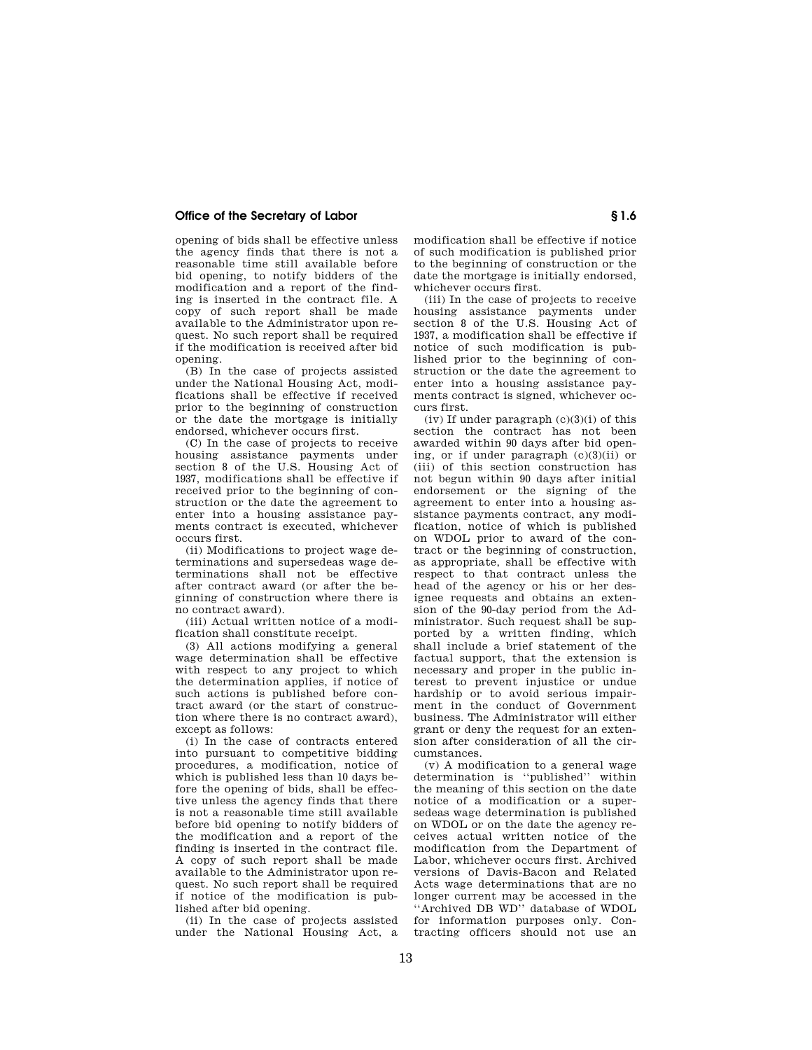opening of bids shall be effective unless the agency finds that there is not a reasonable time still available before bid opening, to notify bidders of the modification and a report of the finding is inserted in the contract file. A copy of such report shall be made available to the Administrator upon request. No such report shall be required if the modification is received after bid opening.

(B) In the case of projects assisted under the National Housing Act, modifications shall be effective if received prior to the beginning of construction or the date the mortgage is initially endorsed, whichever occurs first.

(C) In the case of projects to receive housing assistance payments under section 8 of the U.S. Housing Act of 1937, modifications shall be effective if received prior to the beginning of construction or the date the agreement to enter into a housing assistance payments contract is executed, whichever occurs first.

(ii) Modifications to project wage determinations and supersedeas wage determinations shall not be effective after contract award (or after the beginning of construction where there is no contract award).

(iii) Actual written notice of a modification shall constitute receipt.

(3) All actions modifying a general wage determination shall be effective with respect to any project to which the determination applies, if notice of such actions is published before contract award (or the start of construction where there is no contract award), except as follows:

(i) In the case of contracts entered into pursuant to competitive bidding procedures, a modification, notice of which is published less than 10 days before the opening of bids, shall be effective unless the agency finds that there is not a reasonable time still available before bid opening to notify bidders of the modification and a report of the finding is inserted in the contract file. A copy of such report shall be made available to the Administrator upon request. No such report shall be required if notice of the modification is published after bid opening.

(ii) In the case of projects assisted under the National Housing Act, a modification shall be effective if notice of such modification is published prior to the beginning of construction or the date the mortgage is initially endorsed, whichever occurs first.

(iii) In the case of projects to receive housing assistance payments under section 8 of the U.S. Housing Act of 1937, a modification shall be effective if notice of such modification is published prior to the beginning of construction or the date the agreement to enter into a housing assistance payments contract is signed, whichever occurs first.

(iv) If under paragraph (c)(3)(i) of this section the contract has not been awarded within 90 days after bid opening, or if under paragraph (c)(3)(ii) or (iii) of this section construction has not begun within 90 days after initial endorsement or the signing of the agreement to enter into a housing assistance payments contract, any modification, notice of which is published on WDOL prior to award of the contract or the beginning of construction, as appropriate, shall be effective with respect to that contract unless the head of the agency or his or her designee requests and obtains an extension of the 90-day period from the Administrator. Such request shall be supported by a written finding, which shall include a brief statement of the factual support, that the extension is necessary and proper in the public interest to prevent injustice or undue hardship or to avoid serious impairment in the conduct of Government business. The Administrator will either grant or deny the request for an extension after consideration of all the circumstances.

(v) A modification to a general wage determination is "published" within the meaning of this section on the date notice of a modification or a supersedeas wage determination is published on WDOL or on the date the agency receives actual written notice of the modification from the Department of Labor, whichever occurs first. Archived versions of Davis-Bacon and Related Acts wage determinations that are no longer current may be accessed in the "Archived DB WD" database of WDOL for information purposes only. Contracting officers should not use an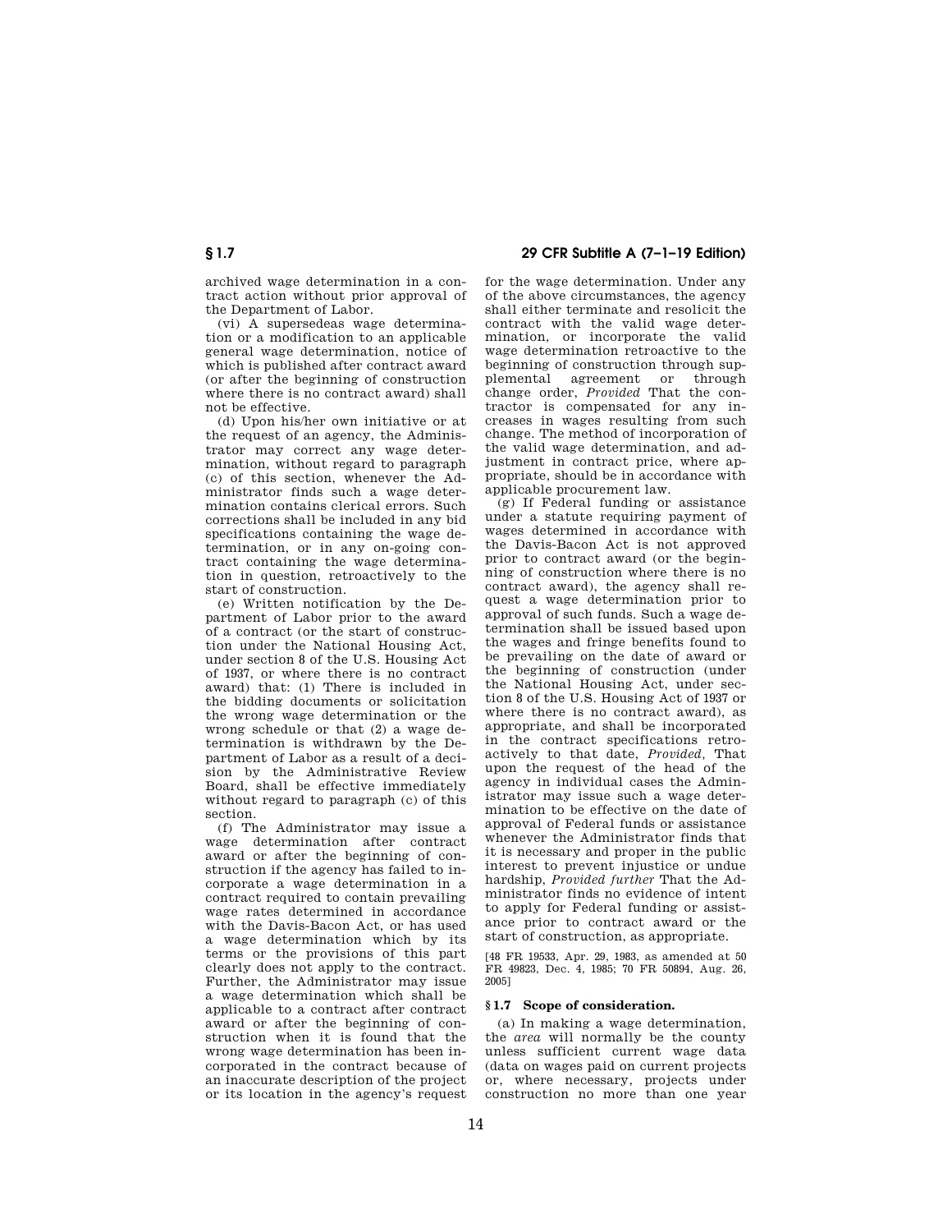archived wage determination in a contract action without prior approval of the Department of Labor.

(vi) A supersedeas wage determination or a modification to an applicable general wage determination, notice of which is published after contract award (or after the beginning of construction where there is no contract award) shall not be effective.

(d) Upon his/her own initiative or at the request of an agency, the Administrator may correct any wage determination, without regard to paragraph (c) of this section, whenever the Administrator finds such a wage determination contains clerical errors. Such corrections shall be included in any bid specifications containing the wage determination, or in any on-going contract containing the wage determination in question, retroactively to the start of construction.

(e) Written notification by the Department of Labor prior to the award of a contract (or the start of construction under the National Housing Act, under section 8 of the U.S. Housing Act of 1937, or where there is no contract award) that: (1) There is included in the bidding documents or solicitation the wrong wage determination or the wrong schedule or that (2) a wage determination is withdrawn by the Department of Labor as a result of a decision by the Administrative Review Board, shall be effective immediately without regard to paragraph (c) of this section.

(f) The Administrator may issue a wage determination after contract award or after the beginning of construction if the agency has failed to incorporate a wage determination in a contract required to contain prevailing wage rates determined in accordance with the Davis-Bacon Act, or has used a wage determination which by its terms or the provisions of this part clearly does not apply to the contract. Further, the Administrator may issue a wage determination which shall be applicable to a contract after contract award or after the beginning of construction when it is found that the wrong wage determination has been incorporated in the contract because of an inaccurate description of the project or its location in the agency's request for the wage determination. Under any of the above circumstances, the agency shall either terminate and resolicit the contract with the valid wage determination, or incorporate the valid wage determination retroactive to the beginning of construction through supplemental agreement or through change order, *Provided* That the contractor is compensated for any increases in wages resulting from such change. The method of incorporation of the valid wage determination, and adjustment in contract price, where appropriate, should be in accordance with applicable procurement law.

(g) If Federal funding or assistance under a statute requiring payment of wages determined in accordance with the Davis-Bacon Act is not approved prior to contract award (or the beginning of construction where there is no contract award), the agency shall request a wage determination prior to approval of such funds. Such a wage determination shall be issued based upon the wages and fringe benefits found to be prevailing on the date of award or the beginning of construction (under the National Housing Act, under section 8 of the U.S. Housing Act of 1937 or where there is no contract award), as appropriate, and shall be incorporated in the contract specifications retroactively to that date, *Provided*, That upon the request of the head of the agency in individual cases the Administrator may issue such a wage determination to be effective on the date of approval of Federal funds or assistance whenever the Administrator finds that it is necessary and proper in the public interest to prevent injustice or undue hardship, *Provided further* That the Administrator finds no evidence of intent to apply for Federal funding or assistance prior to contract award or the start of construction, as appropriate.

[48 FR 19533, Apr. 29, 1983, as amended at 50 FR 49823, Dec. 4, 1985; 70 FR 50894, Aug. 26, 2005]

### § 1.7 Scope of consideration.

(a) In making a wage determination, the *area* will normally be the county unless sufficient current wage data (data on wages paid on current projects or, where necessary, projects under construction no more than one year